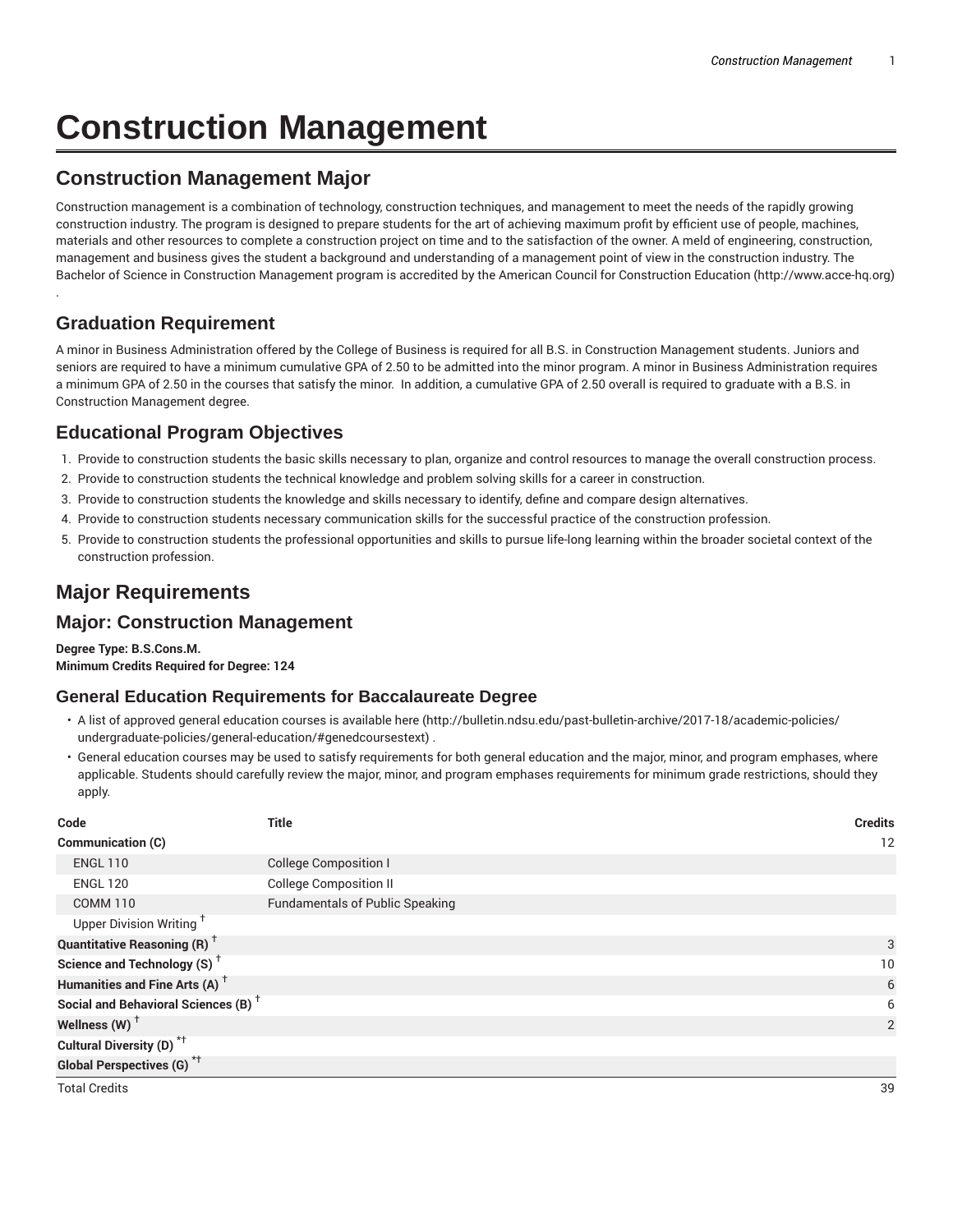# Construction Management

## Construction Management Major

Construction management is a combination of technology, construction techniques, and management to meet the needs of the rapidly growing construction industry. The program is designed to prepare students for the art of achieving maximum profit by efficient use of people, machines, materials and other resources to complete a construction project on time and to the satisfaction of the owner. A meld of engineering, construction, management and business gives the student a background and understanding of a management point of view in the construction industry. The Bachelor of Science in Construction Management program is accredited by the American Council for Construction Education (http://www.acce-hq.org) .

## Graduation Requirement

A minor in Business Administration offered by the College of Business is required for all B.S. in Construction Management students. Juniors and seniors are required to have a minimum cumulative GPA of 2.50 to be admitted into the minor program. A minor in Business Administration requires a minimum GPA of 2.50 in the courses that satisfy the minor. In addition, a cumulative GPA of 2.50 overall is required to graduate with a B.S. in Construction Management degree.

## Educational Program Objectives

1. Provide to construction students the basic skills necessary to plan, organize and control resources to manage the overall construction process.
2. Provide to construction students the technical knowledge and problem solving skills for a career in construction.
3. Provide to construction students the knowledge and skills necessary to identify, define and compare design alternatives.
4. Provide to construction students necessary communication skills for the successful practice of the construction profession.
5. Provide to construction students the professional opportunities and skills to pursue life-long learning within the broader societal context of the construction profession.

## Major Requirements

## Major: Construction Management

**Degree Type: B.S.Cons.M.**
**Minimum Credits Required for Degree: 124**

### General Education Requirements for Baccalaureate Degree

- A list of approved general education courses is available here (http://bulletin.ndsu.edu/past-bulletin-archive/2017-18/academic-policies/undergraduate-policies/general-education/#genedcoursestext) .
- General education courses may be used to satisfy requirements for both general education and the major, minor, and program emphases, where applicable. Students should carefully review the major, minor, and program emphases requirements for minimum grade restrictions, should they apply.

| Code | Title | Credits |
|---|---|---|
| **Communication (C)** | | 12 |
| ENGL 110 | College Composition I | |
| ENGL 120 | College Composition II | |
| COMM 110 | Fundamentals of Public Speaking | |
| Upper Division Writing † | | |
| **Quantitative Reasoning (R) †** | | 3 |
| **Science and Technology (S) †** | | 10 |
| **Humanities and Fine Arts (A) †** | | 6 |
| **Social and Behavioral Sciences (B) †** | | 6 |
| **Wellness (W) †** | | 2 |
| **Cultural Diversity (D) *†** | | |
| **Global Perspectives (G) *†** | | |
| Total Credits | | 39 |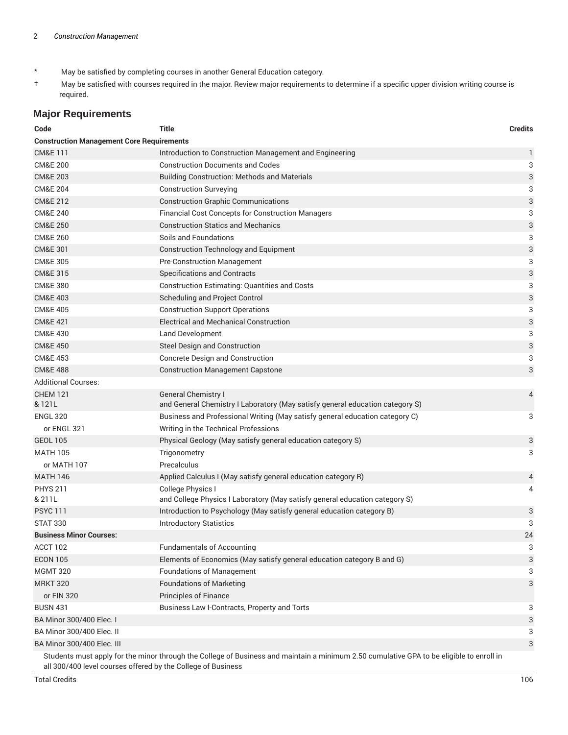- * May be satisfied by completing courses in another General Education category.
- † May be satisfied with courses required in the major. Review major requirements to determine if a specific upper division writing course is required.

## Major Requirements

| Code | Title | Credits |
|---|---|---|
| **Construction Management Core Requirements** | | |
| CM&E 111 | Introduction to Construction Management and Engineering | 1 |
| CM&E 200 | Construction Documents and Codes | 3 |
| CM&E 203 | Building Construction: Methods and Materials | 3 |
| CM&E 204 | Construction Surveying | 3 |
| CM&E 212 | Construction Graphic Communications | 3 |
| CM&E 240 | Financial Cost Concepts for Construction Managers | 3 |
| CM&E 250 | Construction Statics and Mechanics | 3 |
| CM&E 260 | Soils and Foundations | 3 |
| CM&E 301 | Construction Technology and Equipment | 3 |
| CM&E 305 | Pre-Construction Management | 3 |
| CM&E 315 | Specifications and Contracts | 3 |
| CM&E 380 | Construction Estimating: Quantities and Costs | 3 |
| CM&E 403 | Scheduling and Project Control | 3 |
| CM&E 405 | Construction Support Operations | 3 |
| CM&E 421 | Electrical and Mechanical Construction | 3 |
| CM&E 430 | Land Development | 3 |
| CM&E 450 | Steel Design and Construction | 3 |
| CM&E 453 | Concrete Design and Construction | 3 |
| CM&E 488 | Construction Management Capstone | 3 |
| Additional Courses: | | |
| CHEM 121 & 121L | General Chemistry I and General Chemistry I Laboratory (May satisfy general education category S) | 4 |
| ENGL 320 | Business and Professional Writing (May satisfy general education category C) | 3 |
| or ENGL 321 | Writing in the Technical Professions | |
| GEOL 105 | Physical Geology (May satisfy general education category S) | 3 |
| MATH 105 | Trigonometry | 3 |
| or MATH 107 | Precalculus | |
| MATH 146 | Applied Calculus I (May satisfy general education category R) | 4 |
| PHYS 211 & 211L | College Physics I and College Physics I Laboratory (May satisfy general education category S) | 4 |
| PSYC 111 | Introduction to Psychology (May satisfy general education category B) | 3 |
| STAT 330 | Introductory Statistics | 3 |
| **Business Minor Courses:** | | 24 |
| ACCT 102 | Fundamentals of Accounting | 3 |
| ECON 105 | Elements of Economics (May satisfy general education category B and G) | 3 |
| MGMT 320 | Foundations of Management | 3 |
| MRKT 320 | Foundations of Marketing | 3 |
| or FIN 320 | Principles of Finance | |
| BUSN 431 | Business Law I-Contracts, Property and Torts | 3 |
| BA Minor 300/400 Elec. I | | 3 |
| BA Minor 300/400 Elec. II | | 3 |
| BA Minor 300/400 Elec. III | | 3 |
| Students must apply for the minor through the College of Business and maintain a minimum 2.50 cumulative GPA to be eligible to enroll in all 300/400 level courses offered by the College of Business | | |
| Total Credits | | 106 |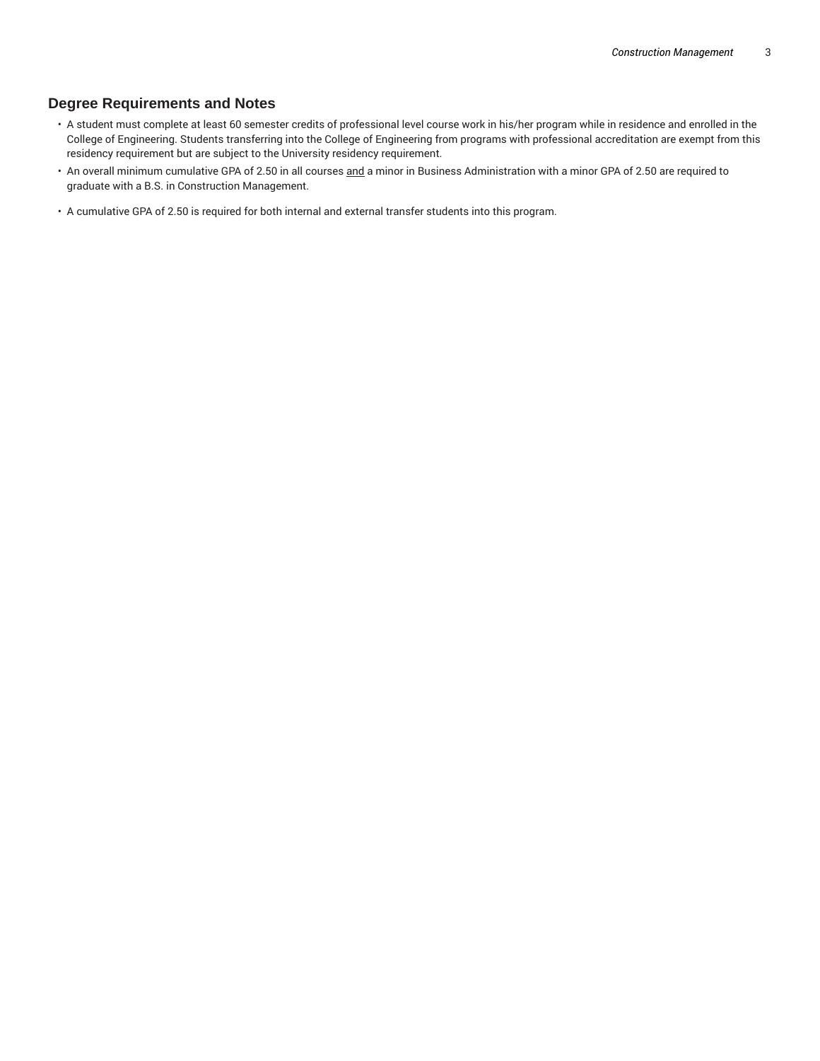## Degree Requirements and Notes

- A student must complete at least 60 semester credits of professional level course work in his/her program while in residence and enrolled in the College of Engineering. Students transferring into the College of Engineering from programs with professional accreditation are exempt from this residency requirement but are subject to the University residency requirement.
- An overall minimum cumulative GPA of 2.50 in all courses <u>and</u> a minor in Business Administration with a minor GPA of 2.50 are required to graduate with a B.S. in Construction Management.
- A cumulative GPA of 2.50 is required for both internal and external transfer students into this program.